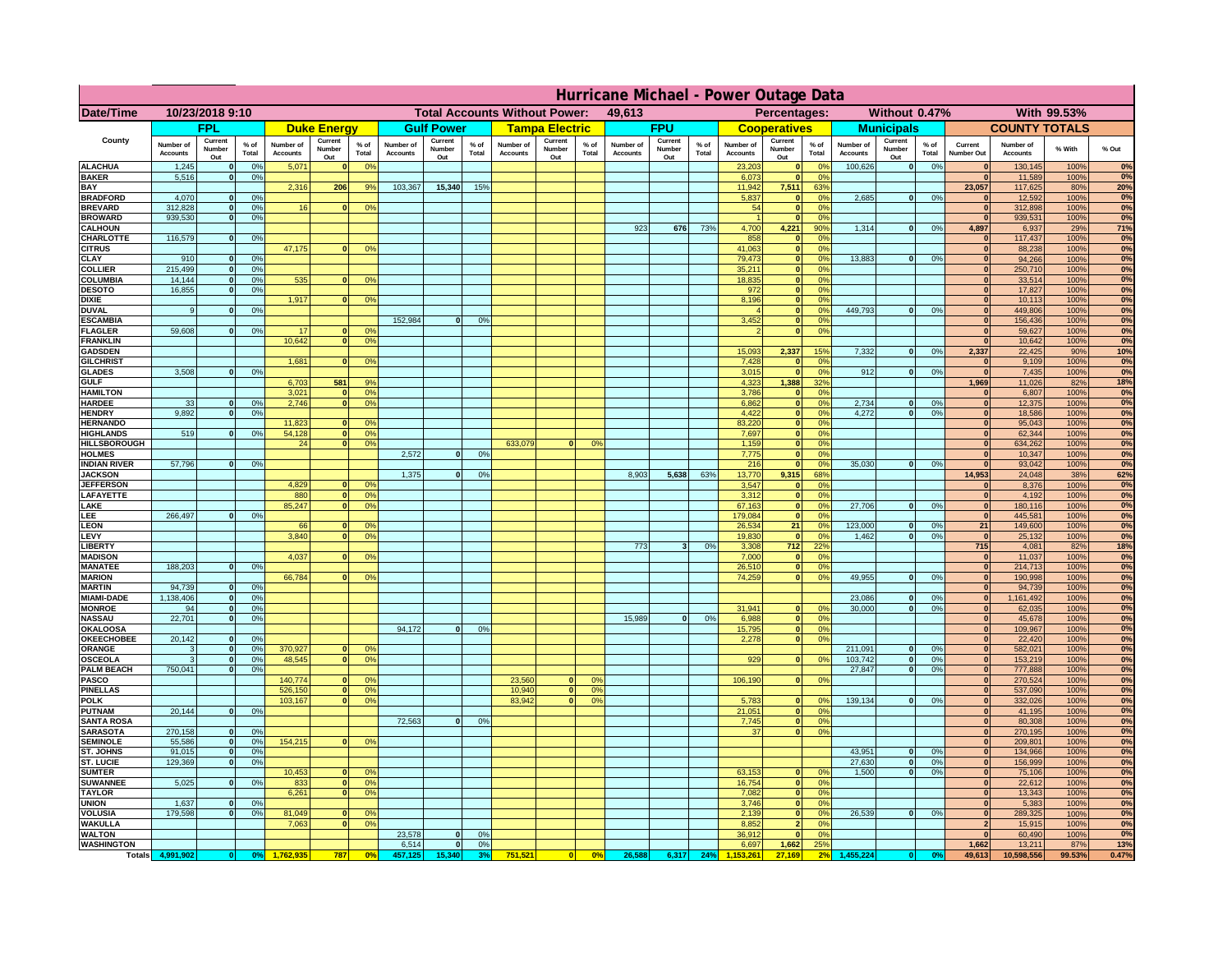# Hurricane Michael - Power Outage Data

| Date/Time | 10/23/2018 9:10 | | | | Total Accounts Without Power: | | | 49,613 | | | | | | | Percentages: | | | Without 0.47% | | | With 99.53% | | | |
|---|---|---|---|---|---|---|---|---|---|---|---|---|---|---|---|---|---|---|---|---|---|---|---|---|
| | FPL | | | Duke Energy | | | Gulf Power | | | Tampa Electric | | | FPU | | | Cooperatives | | | Municipals | | | COUNTY TOTALS | | | |
| County | Number of Accounts | Current Number Out | % of Total | Number of Accounts | Current Number Out | % of Total | Number of Accounts | Current Number Out | % of Total | Number of Accounts | Current Number Out | % of Total | Number of Accounts | Current Number Out | % of Total | Number of Accounts | Current Number Out | % of Total | Number of Accounts | Current Number Out | % of Total | Current Number Out | Number of Accounts | % With | % Out |
| ALACHUA | 1,245 | 0 | 0% | 5,071 | 0 | 0% | | | | | | | | | | 23,203 | 0 | 0% | 100,626 | 0 | 0% | 0 | 130,145 | 100% | 0% |
| BAKER | 5,516 | 0 | 0% | | | | | | | | | | | | | 6,073 | 0 | 0% | | | | 0 | 11,589 | 100% | 0% |
| BAY | | | | 2,316 | 206 | 9% | 103,367 | 15,340 | 15% | | | | | | | 11,942 | 7,511 | 63% | | | | 23,057 | 117,625 | 80% | 20% |
| BRADFORD | 4,070 | 0 | 0% | | | | | | | | | | | | | 5,837 | 0 | 0% | 2,685 | 0 | 0% | 0 | 12,592 | 100% | 0% |
| BREVARD | 312,828 | 0 | 0% | 16 | 0 | 0% | | | | | | | | | | 54 | 0 | 0% | | | | 0 | 312,898 | 100% | 0% |
| BROWARD | 939,530 | 0 | 0% | | | | | | | | | | | | | 1 | 0 | 0% | | | | 0 | 939,531 | 100% | 0% |
| CALHOUN | | | | | | | | | | | | | 923 | 676 | 73% | 4,700 | 4,221 | 90% | 1,314 | 0 | 0% | 4,897 | 6,937 | 29% | 71% |
| CHARLOTTE | 116,579 | 0 | 0% | | | | | | | | | | | | | 858 | 0 | 0% | | | | 0 | 117,437 | 100% | 0% |
| CITRUS | | | | 47,175 | 0 | 0% | | | | | | | | | | 41,063 | 0 | 0% | | | | 0 | 88,238 | 100% | 0% |
| CLAY | 910 | 0 | 0% | | | | | | | | | | | | | 79,473 | 0 | 0% | 13,883 | 0 | 0% | 0 | 94,266 | 100% | 0% |
| COLLIER | 215,499 | 0 | 0% | | | | | | | | | | | | | 35,211 | 0 | 0% | | | | 0 | 250,710 | 100% | 0% |
| COLUMBIA | 14,144 | 0 | 0% | 535 | 0 | 0% | | | | | | | | | | 18,835 | 0 | 0% | | | | 0 | 33,514 | 100% | 0% |
| DESOTO | 16,855 | 0 | 0% | | | | | | | | | | | | | 972 | 0 | 0% | | | | 0 | 17,827 | 100% | 0% |
| DIXIE | | | | 1,917 | 0 | 0% | | | | | | | | | | 8,196 | 0 | 0% | | | | 0 | 10,113 | 100% | 0% |
| DUVAL | 9 | 0 | 0% | | | | | | | | | | | | | 4 | 0 | 0% | 449,793 | 0 | 0% | 0 | 449,806 | 100% | 0% |
| ESCAMBIA | | | | | | | 152,984 | 0 | 0% | | | | | | | 3,452 | 0 | 0% | | | | 0 | 156,436 | 100% | 0% |
| FLAGLER | 59,608 | 0 | 0% | 17 | 0 | 0% | | | | | | | | | | 2 | 0 | 0% | | | | 0 | 59,627 | 100% | 0% |
| FRANKLIN | | | | 10,642 | 0 | 0% | | | | | | | | | | | | | | | | 0 | 10,642 | 100% | 0% |
| GADSDEN | | | | | | | | | | | | | | | | 15,093 | 2,337 | 15% | 7,332 | 0 | 0% | 2,337 | 22,425 | 90% | 10% |
| GILCHRIST | | | | 1,681 | 0 | 0% | | | | | | | | | | 7,428 | 0 | 0% | | | | 0 | 9,109 | 100% | 0% |
| GLADES | 3,508 | 0 | 0% | | | | | | | | | | | | | 3,015 | 0 | 0% | 912 | 0 | 0% | 0 | 7,435 | 100% | 0% |
| GULF | | | | 6,703 | 581 | 9% | | | | | | | | | | 4,323 | 1,388 | 32% | | | | 1,969 | 11,026 | 82% | 18% |
| HAMILTON | | | | 3,021 | 0 | 0% | | | | | | | | | | 3,786 | 0 | 0% | | | | 0 | 6,807 | 100% | 0% |
| HARDEE | 33 | 0 | 0% | 2,746 | 0 | 0% | | | | | | | | | | 6,862 | 0 | 0% | 2,734 | 0 | 0% | 0 | 12,375 | 100% | 0% |
| HENDRY | 9,892 | 0 | 0% | | | | | | | | | | | | | 4,422 | 0 | 0% | 4,272 | 0 | 0% | 0 | 18,586 | 100% | 0% |
| HERNANDO | | | | 11,823 | 0 | 0% | | | | | | | | | | 83,220 | 0 | 0% | | | | 0 | 95,043 | 100% | 0% |
| HIGHLANDS | 519 | 0 | 0% | 54,128 | 0 | 0% | | | | | | | | | | 7,697 | 0 | 0% | | | | 0 | 62,344 | 100% | 0% |
| HILLSBOROUGH | | | | 24 | 0 | 0% | | | | 633,079 | 0 | 0% | | | | 1,159 | 0 | 0% | | | | 0 | 634,262 | 100% | 0% |
| HOLMES | | | | | | | 2,572 | 0 | 0% | | | | | | | 7,775 | 0 | 0% | | | | 0 | 10,347 | 100% | 0% |
| INDIAN RIVER | 57,796 | 0 | 0% | | | | | | | | | | | | | 216 | 0 | 0% | 35,030 | 0 | 0% | 0 | 93,042 | 100% | 0% |
| JACKSON | | | | | | | 1,375 | 0 | 0% | | | | 8,903 | 5,638 | 63% | 13,770 | 9,315 | 68% | | | | 14,953 | 24,048 | 38% | 62% |
| JEFFERSON | | | | 4,829 | 0 | 0% | | | | | | | | | | 3,547 | 0 | 0% | | | | 0 | 8,376 | 100% | 0% |
| LAFAYETTE | | | | 880 | 0 | 0% | | | | | | | | | | 3,312 | 0 | 0% | | | | 0 | 4,192 | 100% | 0% |
| LAKE | | | | 85,247 | 0 | 0% | | | | | | | | | | 67,163 | 0 | 0% | 27,706 | 0 | 0% | 0 | 180,116 | 100% | 0% |
| LEE | 266,497 | 0 | 0% | | | | | | | | | | | | | 179,084 | 0 | 0% | | | | 0 | 445,581 | 100% | 0% |
| LEON | | | | 66 | 0 | 0% | | | | | | | | | | 26,534 | 21 | 0% | 123,000 | 0 | 0% | 21 | 149,600 | 100% | 0% |
| LEVY | | | | 3,840 | 0 | 0% | | | | | | | | | | 19,830 | 0 | 0% | 1,462 | 0 | 0% | 0 | 25,132 | 100% | 0% |
| LIBERTY | | | | | | | | | | | | | 773 | 3 | 0% | 3,308 | 712 | 22% | | | | 715 | 4,081 | 82% | 18% |
| MADISON | | | | 4,037 | 0 | 0% | | | | | | | | | | 7,000 | 0 | 0% | | | | 0 | 11,037 | 100% | 0% |
| MANATEE | 188,203 | 0 | 0% | | | | | | | | | | | | | 26,510 | 0 | 0% | | | | 0 | 214,713 | 100% | 0% |
| MARION | | | | 66,784 | 0 | 0% | | | | | | | | | | 74,259 | 0 | 0% | 49,955 | 0 | 0% | 0 | 190,998 | 100% | 0% |
| MARTIN | 94,739 | 0 | 0% | | | | | | | | | | | | | | | | | | | 0 | 94,739 | 100% | 0% |
| MIAMI-DADE | 1,138,406 | 0 | 0% | | | | | | | | | | | | | | | | 23,086 | 0 | 0% | 0 | 1,161,492 | 100% | 0% |
| MONROE | 94 | 0 | 0% | | | | | | | | | | | | | 31,941 | 0 | 0% | 30,000 | 0 | 0% | 0 | 62,035 | 100% | 0% |
| NASSAU | 22,701 | 0 | 0% | | | | | | | | | | 15,989 | 0 | 0% | 6,988 | 0 | 0% | | | | 0 | 45,678 | 100% | 0% |
| OKALOOSA | | | | | | | 94,172 | 0 | 0% | | | | | | | 15,795 | 0 | 0% | | | | 0 | 109,967 | 100% | 0% |
| OKEECHOBEE | 20,142 | 0 | 0% | | | | | | | | | | | | | 2,278 | 0 | 0% | | | | 0 | 22,420 | 100% | 0% |
| ORANGE | 3 | 0 | 0% | 370,927 | 0 | 0% | | | | | | | | | | | | | 211,091 | 0 | 0% | 0 | 582,021 | 100% | 0% |
| OSCEOLA | 3 | 0 | 0% | 48,545 | 0 | 0% | | | | | | | | | | 929 | 0 | 0% | 103,742 | 0 | 0% | 0 | 153,219 | 100% | 0% |
| PALM BEACH | 750,041 | 0 | 0% | | | | | | | | | | | | | | | | 27,847 | 0 | 0% | 0 | 777,888 | 100% | 0% |
| PASCO | | | | 140,774 | 0 | 0% | | | | 23,560 | 0 | 0% | | | | 106,190 | 0 | 0% | | | | 0 | 270,524 | 100% | 0% |
| PINELLAS | | | | 526,150 | 0 | 0% | | | | 10,940 | 0 | 0% | | | | | | | | | | 0 | 537,090 | 100% | 0% |
| POLK | | | | 103,167 | 0 | 0% | | | | 83,942 | 0 | 0% | | | | 5,783 | 0 | 0% | 139,134 | 0 | 0% | 0 | 332,026 | 100% | 0% |
| PUTNAM | 20,144 | 0 | 0% | | | | | | | | | | | | | 21,051 | 0 | 0% | | | | 0 | 41,195 | 100% | 0% |
| SANTA ROSA | | | | | | | 72,563 | 0 | 0% | | | | | | | 7,745 | 0 | 0% | | | | 0 | 80,308 | 100% | 0% |
| SARASOTA | 270,158 | 0 | 0% | | | | | | | | | | | | | 37 | 0 | 0% | | | | 0 | 270,195 | 100% | 0% |
| SEMINOLE | 55,586 | 0 | 0% | 154,215 | 0 | 0% | | | | | | | | | | | | | | | | 0 | 209,801 | 100% | 0% |
| ST. JOHNS | 91,015 | 0 | 0% | | | | | | | | | | | | | | | | 43,951 | 0 | 0% | 0 | 134,966 | 100% | 0% |
| ST. LUCIE | 129,369 | 0 | 0% | | | | | | | | | | | | | | | | 27,630 | 0 | 0% | 0 | 156,999 | 100% | 0% |
| SUMTER | | | | 10,453 | 0 | 0% | | | | | | | | | | 63,153 | 0 | 0% | 1,500 | 0 | 0% | 0 | 75,106 | 100% | 0% |
| SUWANNEE | 5,025 | 0 | 0% | 833 | 0 | 0% | | | | | | | | | | 16,754 | 0 | 0% | | | | 0 | 22,612 | 100% | 0% |
| TAYLOR | | | | 6,261 | 0 | 0% | | | | | | | | | | 7,082 | 0 | 0% | | | | 0 | 13,343 | 100% | 0% |
| UNION | 1,637 | 0 | 0% | | | | | | | | | | | | | 3,746 | 0 | 0% | | | | 0 | 5,383 | 100% | 0% |
| VOLUSIA | 179,598 | 0 | 0% | 81,049 | 0 | 0% | | | | | | | | | | 2,139 | 0 | 0% | 26,539 | 0 | 0% | 0 | 289,325 | 100% | 0% |
| WAKULLA | | | | 7,063 | 0 | 0% | | | | | | | | | | 8,852 | 2 | 0% | | | | 2 | 15,915 | 100% | 0% |
| WALTON | | | | | | | 23,578 | 0 | 0% | | | | | | | 36,912 | 0 | 0% | | | | 0 | 60,490 | 100% | 0% |
| WASHINGTON | | | | | | | 6,514 | 0 | 0% | | | | | | | 6,697 | 1,662 | 25% | | | | 1,662 | 13,211 | 87% | 13% |
| Totals | 4,991,902 | 0 | 0% | 1,762,935 | 787 | 0% | 457,125 | 15,340 | 3% | 751,521 | 0 | 0% | 26,588 | 6,317 | 24% | 1,153,261 | 27,169 | 2% | 1,455,224 | 0 | 0% | 49,613 | 10,598,556 | 99.53% | 0.47% |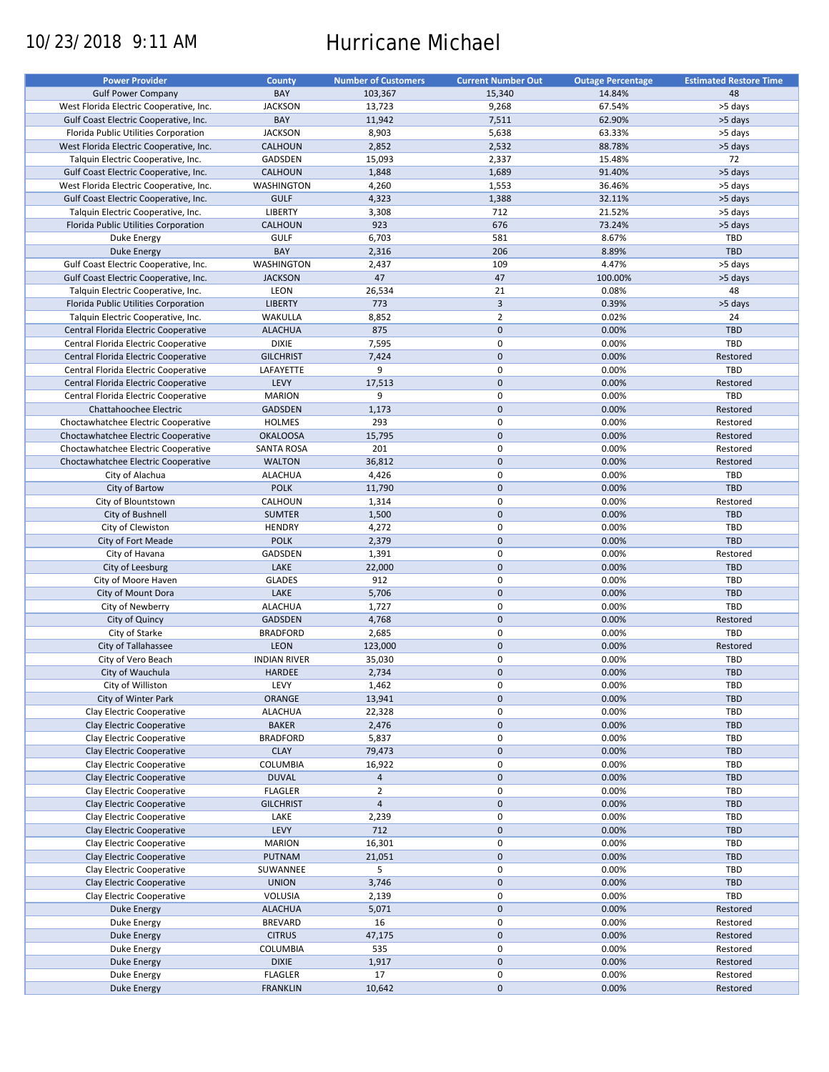10/23/2018 9:11 AM

# Hurricane Michael

| Power Provider | County | Number of Customers | Current Number Out | Outage Percentage | Estimated Restore Time |
|---|---|---|---|---|---|
| Gulf Power Company | BAY | 103,367 | 15,340 | 14.84% | 48 |
| West Florida Electric Cooperative, Inc. | JACKSON | 13,723 | 9,268 | 67.54% | >5 days |
| Gulf Coast Electric Cooperative, Inc. | BAY | 11,942 | 7,511 | 62.90% | >5 days |
| Florida Public Utilities Corporation | JACKSON | 8,903 | 5,638 | 63.33% | >5 days |
| West Florida Electric Cooperative, Inc. | CALHOUN | 2,852 | 2,532 | 88.78% | >5 days |
| Talquin Electric Cooperative, Inc. | GADSDEN | 15,093 | 2,337 | 15.48% | 72 |
| Gulf Coast Electric Cooperative, Inc. | CALHOUN | 1,848 | 1,689 | 91.40% | >5 days |
| West Florida Electric Cooperative, Inc. | WASHINGTON | 4,260 | 1,553 | 36.46% | >5 days |
| Gulf Coast Electric Cooperative, Inc. | GULF | 4,323 | 1,388 | 32.11% | >5 days |
| Talquin Electric Cooperative, Inc. | LIBERTY | 3,308 | 712 | 21.52% | >5 days |
| Florida Public Utilities Corporation | CALHOUN | 923 | 676 | 73.24% | >5 days |
| Duke Energy | GULF | 6,703 | 581 | 8.67% | TBD |
| Duke Energy | BAY | 2,316 | 206 | 8.89% | TBD |
| Gulf Coast Electric Cooperative, Inc. | WASHINGTON | 2,437 | 109 | 4.47% | >5 days |
| Gulf Coast Electric Cooperative, Inc. | JACKSON | 47 | 47 | 100.00% | >5 days |
| Talquin Electric Cooperative, Inc. | LEON | 26,534 | 21 | 0.08% | 48 |
| Florida Public Utilities Corporation | LIBERTY | 773 | 3 | 0.39% | >5 days |
| Talquin Electric Cooperative, Inc. | WAKULLA | 8,852 | 2 | 0.02% | 24 |
| Central Florida Electric Cooperative | ALACHUA | 875 | 0 | 0.00% | TBD |
| Central Florida Electric Cooperative | DIXIE | 7,595 | 0 | 0.00% | TBD |
| Central Florida Electric Cooperative | GILCHRIST | 7,424 | 0 | 0.00% | Restored |
| Central Florida Electric Cooperative | LAFAYETTE | 9 | 0 | 0.00% | TBD |
| Central Florida Electric Cooperative | LEVY | 17,513 | 0 | 0.00% | Restored |
| Central Florida Electric Cooperative | MARION | 9 | 0 | 0.00% | TBD |
| Chattahoochee Electric | GADSDEN | 1,173 | 0 | 0.00% | Restored |
| Choctawhatchee Electric Cooperative | HOLMES | 293 | 0 | 0.00% | Restored |
| Choctawhatchee Electric Cooperative | OKALOOSA | 15,795 | 0 | 0.00% | Restored |
| Choctawhatchee Electric Cooperative | SANTA ROSA | 201 | 0 | 0.00% | Restored |
| Choctawhatchee Electric Cooperative | WALTON | 36,812 | 0 | 0.00% | Restored |
| City of Alachua | ALACHUA | 4,426 | 0 | 0.00% | TBD |
| City of Bartow | POLK | 11,790 | 0 | 0.00% | TBD |
| City of Blountstown | CALHOUN | 1,314 | 0 | 0.00% | Restored |
| City of Bushnell | SUMTER | 1,500 | 0 | 0.00% | TBD |
| City of Clewiston | HENDRY | 4,272 | 0 | 0.00% | TBD |
| City of Fort Meade | POLK | 2,379 | 0 | 0.00% | TBD |
| City of Havana | GADSDEN | 1,391 | 0 | 0.00% | Restored |
| City of Leesburg | LAKE | 22,000 | 0 | 0.00% | TBD |
| City of Moore Haven | GLADES | 912 | 0 | 0.00% | TBD |
| City of Mount Dora | LAKE | 5,706 | 0 | 0.00% | TBD |
| City of Newberry | ALACHUA | 1,727 | 0 | 0.00% | TBD |
| City of Quincy | GADSDEN | 4,768 | 0 | 0.00% | Restored |
| City of Starke | BRADFORD | 2,685 | 0 | 0.00% | TBD |
| City of Tallahassee | LEON | 123,000 | 0 | 0.00% | Restored |
| City of Vero Beach | INDIAN RIVER | 35,030 | 0 | 0.00% | TBD |
| City of Wauchula | HARDEE | 2,734 | 0 | 0.00% | TBD |
| City of Williston | LEVY | 1,462 | 0 | 0.00% | TBD |
| City of Winter Park | ORANGE | 13,941 | 0 | 0.00% | TBD |
| Clay Electric Cooperative | ALACHUA | 22,328 | 0 | 0.00% | TBD |
| Clay Electric Cooperative | BAKER | 2,476 | 0 | 0.00% | TBD |
| Clay Electric Cooperative | BRADFORD | 5,837 | 0 | 0.00% | TBD |
| Clay Electric Cooperative | CLAY | 79,473 | 0 | 0.00% | TBD |
| Clay Electric Cooperative | COLUMBIA | 16,922 | 0 | 0.00% | TBD |
| Clay Electric Cooperative | DUVAL | 4 | 0 | 0.00% | TBD |
| Clay Electric Cooperative | FLAGLER | 2 | 0 | 0.00% | TBD |
| Clay Electric Cooperative | GILCHRIST | 4 | 0 | 0.00% | TBD |
| Clay Electric Cooperative | LAKE | 2,239 | 0 | 0.00% | TBD |
| Clay Electric Cooperative | LEVY | 712 | 0 | 0.00% | TBD |
| Clay Electric Cooperative | MARION | 16,301 | 0 | 0.00% | TBD |
| Clay Electric Cooperative | PUTNAM | 21,051 | 0 | 0.00% | TBD |
| Clay Electric Cooperative | SUWANNEE | 5 | 0 | 0.00% | TBD |
| Clay Electric Cooperative | UNION | 3,746 | 0 | 0.00% | TBD |
| Clay Electric Cooperative | VOLUSIA | 2,139 | 0 | 0.00% | TBD |
| Duke Energy | ALACHUA | 5,071 | 0 | 0.00% | Restored |
| Duke Energy | BREVARD | 16 | 0 | 0.00% | Restored |
| Duke Energy | CITRUS | 47,175 | 0 | 0.00% | Restored |
| Duke Energy | COLUMBIA | 535 | 0 | 0.00% | Restored |
| Duke Energy | DIXIE | 1,917 | 0 | 0.00% | Restored |
| Duke Energy | FLAGLER | 17 | 0 | 0.00% | Restored |
| Duke Energy | FRANKLIN | 10,642 | 0 | 0.00% | Restored |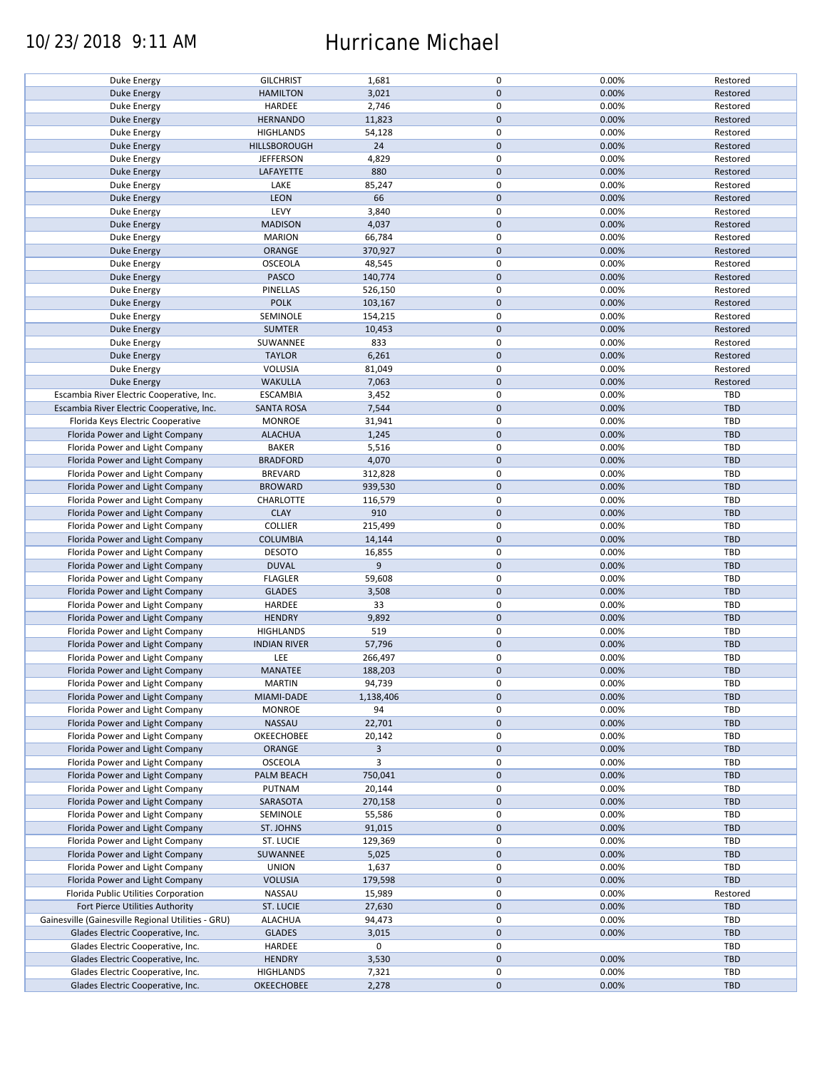| | | | | | |
|---|---|---|---|---|---|
| Duke Energy | GILCHRIST | 1,681 | 0 | 0.00% | Restored |
| Duke Energy | HAMILTON | 3,021 | 0 | 0.00% | Restored |
| Duke Energy | HARDEE | 2,746 | 0 | 0.00% | Restored |
| Duke Energy | HERNANDO | 11,823 | 0 | 0.00% | Restored |
| Duke Energy | HIGHLANDS | 54,128 | 0 | 0.00% | Restored |
| Duke Energy | HILLSBOROUGH | 24 | 0 | 0.00% | Restored |
| Duke Energy | JEFFERSON | 4,829 | 0 | 0.00% | Restored |
| Duke Energy | LAFAYETTE | 880 | 0 | 0.00% | Restored |
| Duke Energy | LAKE | 85,247 | 0 | 0.00% | Restored |
| Duke Energy | LEON | 66 | 0 | 0.00% | Restored |
| Duke Energy | LEVY | 3,840 | 0 | 0.00% | Restored |
| Duke Energy | MADISON | 4,037 | 0 | 0.00% | Restored |
| Duke Energy | MARION | 66,784 | 0 | 0.00% | Restored |
| Duke Energy | ORANGE | 370,927 | 0 | 0.00% | Restored |
| Duke Energy | OSCEOLA | 48,545 | 0 | 0.00% | Restored |
| Duke Energy | PASCO | 140,774 | 0 | 0.00% | Restored |
| Duke Energy | PINELLAS | 526,150 | 0 | 0.00% | Restored |
| Duke Energy | POLK | 103,167 | 0 | 0.00% | Restored |
| Duke Energy | SEMINOLE | 154,215 | 0 | 0.00% | Restored |
| Duke Energy | SUMTER | 10,453 | 0 | 0.00% | Restored |
| Duke Energy | SUWANNEE | 833 | 0 | 0.00% | Restored |
| Duke Energy | TAYLOR | 6,261 | 0 | 0.00% | Restored |
| Duke Energy | VOLUSIA | 81,049 | 0 | 0.00% | Restored |
| Duke Energy | WAKULLA | 7,063 | 0 | 0.00% | Restored |
| Escambia River Electric Cooperative, Inc. | ESCAMBIA | 3,452 | 0 | 0.00% | TBD |
| Escambia River Electric Cooperative, Inc. | SANTA ROSA | 7,544 | 0 | 0.00% | TBD |
| Florida Keys Electric Cooperative | MONROE | 31,941 | 0 | 0.00% | TBD |
| Florida Power and Light Company | ALACHUA | 1,245 | 0 | 0.00% | TBD |
| Florida Power and Light Company | BAKER | 5,516 | 0 | 0.00% | TBD |
| Florida Power and Light Company | BRADFORD | 4,070 | 0 | 0.00% | TBD |
| Florida Power and Light Company | BREVARD | 312,828 | 0 | 0.00% | TBD |
| Florida Power and Light Company | BROWARD | 939,530 | 0 | 0.00% | TBD |
| Florida Power and Light Company | CHARLOTTE | 116,579 | 0 | 0.00% | TBD |
| Florida Power and Light Company | CLAY | 910 | 0 | 0.00% | TBD |
| Florida Power and Light Company | COLLIER | 215,499 | 0 | 0.00% | TBD |
| Florida Power and Light Company | COLUMBIA | 14,144 | 0 | 0.00% | TBD |
| Florida Power and Light Company | DESOTO | 16,855 | 0 | 0.00% | TBD |
| Florida Power and Light Company | DUVAL | 9 | 0 | 0.00% | TBD |
| Florida Power and Light Company | FLAGLER | 59,608 | 0 | 0.00% | TBD |
| Florida Power and Light Company | GLADES | 3,508 | 0 | 0.00% | TBD |
| Florida Power and Light Company | HARDEE | 33 | 0 | 0.00% | TBD |
| Florida Power and Light Company | HENDRY | 9,892 | 0 | 0.00% | TBD |
| Florida Power and Light Company | HIGHLANDS | 519 | 0 | 0.00% | TBD |
| Florida Power and Light Company | INDIAN RIVER | 57,796 | 0 | 0.00% | TBD |
| Florida Power and Light Company | LEE | 266,497 | 0 | 0.00% | TBD |
| Florida Power and Light Company | MANATEE | 188,203 | 0 | 0.00% | TBD |
| Florida Power and Light Company | MARTIN | 94,739 | 0 | 0.00% | TBD |
| Florida Power and Light Company | MIAMI-DADE | 1,138,406 | 0 | 0.00% | TBD |
| Florida Power and Light Company | MONROE | 94 | 0 | 0.00% | TBD |
| Florida Power and Light Company | NASSAU | 22,701 | 0 | 0.00% | TBD |
| Florida Power and Light Company | OKEECHOBEE | 20,142 | 0 | 0.00% | TBD |
| Florida Power and Light Company | ORANGE | 3 | 0 | 0.00% | TBD |
| Florida Power and Light Company | OSCEOLA | 3 | 0 | 0.00% | TBD |
| Florida Power and Light Company | PALM BEACH | 750,041 | 0 | 0.00% | TBD |
| Florida Power and Light Company | PUTNAM | 20,144 | 0 | 0.00% | TBD |
| Florida Power and Light Company | SARASOTA | 270,158 | 0 | 0.00% | TBD |
| Florida Power and Light Company | SEMINOLE | 55,586 | 0 | 0.00% | TBD |
| Florida Power and Light Company | ST. JOHNS | 91,015 | 0 | 0.00% | TBD |
| Florida Power and Light Company | ST. LUCIE | 129,369 | 0 | 0.00% | TBD |
| Florida Power and Light Company | SUWANNEE | 5,025 | 0 | 0.00% | TBD |
| Florida Power and Light Company | UNION | 1,637 | 0 | 0.00% | TBD |
| Florida Power and Light Company | VOLUSIA | 179,598 | 0 | 0.00% | TBD |
| Florida Public Utilities Corporation | NASSAU | 15,989 | 0 | 0.00% | Restored |
| Fort Pierce Utilities Authority | ST. LUCIE | 27,630 | 0 | 0.00% | TBD |
| Gainesville (Gainesville Regional Utilities - GRU) | ALACHUA | 94,473 | 0 | 0.00% | TBD |
| Glades Electric Cooperative, Inc. | GLADES | 3,015 | 0 | 0.00% | TBD |
| Glades Electric Cooperative, Inc. | HARDEE | 0 | 0 | | TBD |
| Glades Electric Cooperative, Inc. | HENDRY | 3,530 | 0 | 0.00% | TBD |
| Glades Electric Cooperative, Inc. | HIGHLANDS | 7,321 | 0 | 0.00% | TBD |
| Glades Electric Cooperative, Inc. | OKEECHOBEE | 2,278 | 0 | 0.00% | TBD |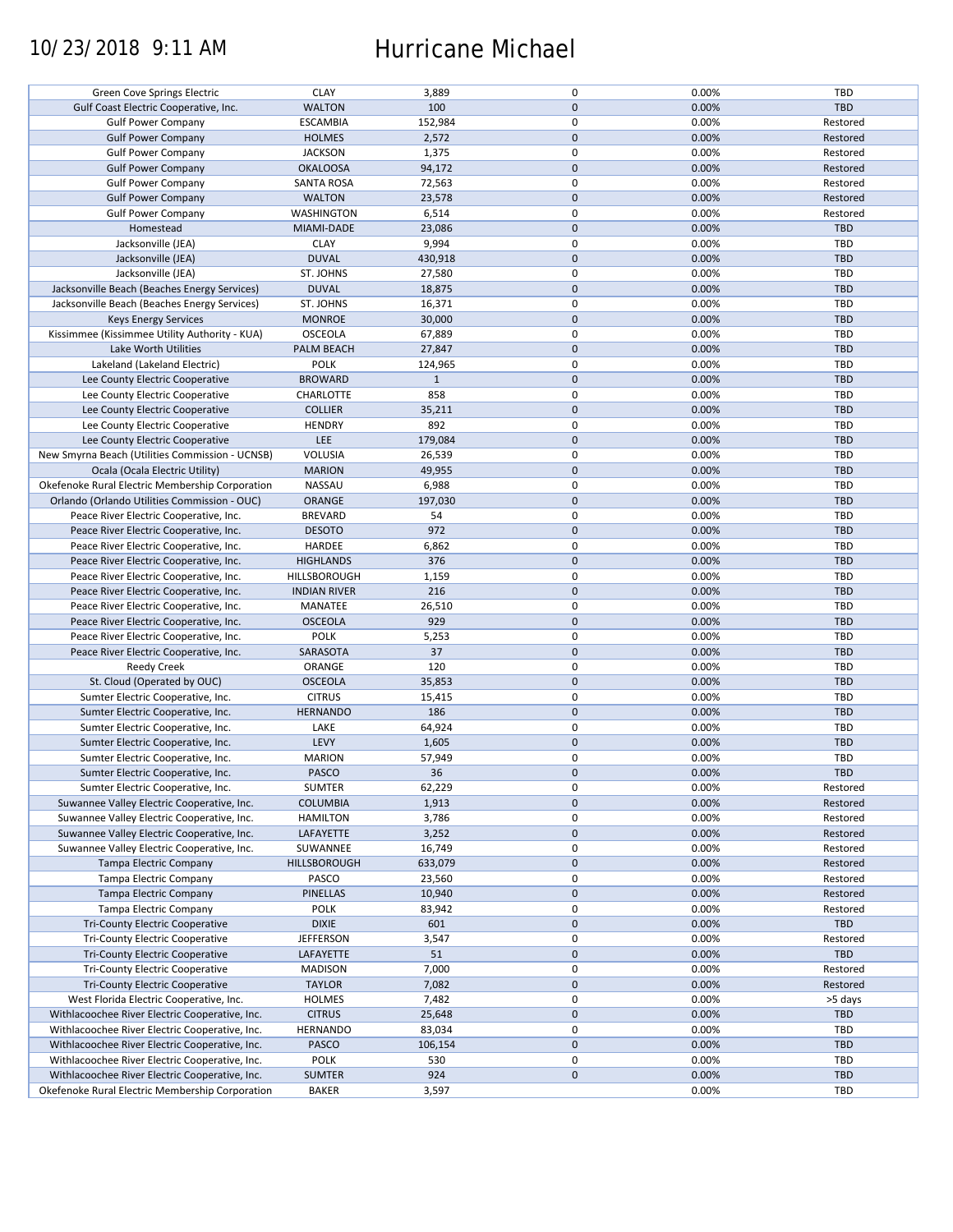10/23/2018 9:11 AM

# Hurricane Michael

| | | | | | |
|---|---|---|---|---|---|
| Green Cove Springs Electric | CLAY | 3,889 | 0 | 0.00% | TBD |
| Gulf Coast Electric Cooperative, Inc. | WALTON | 100 | 0 | 0.00% | TBD |
| Gulf Power Company | ESCAMBIA | 152,984 | 0 | 0.00% | Restored |
| Gulf Power Company | HOLMES | 2,572 | 0 | 0.00% | Restored |
| Gulf Power Company | JACKSON | 1,375 | 0 | 0.00% | Restored |
| Gulf Power Company | OKALOOSA | 94,172 | 0 | 0.00% | Restored |
| Gulf Power Company | SANTA ROSA | 72,563 | 0 | 0.00% | Restored |
| Gulf Power Company | WALTON | 23,578 | 0 | 0.00% | Restored |
| Gulf Power Company | WASHINGTON | 6,514 | 0 | 0.00% | Restored |
| Homestead | MIAMI-DADE | 23,086 | 0 | 0.00% | TBD |
| Jacksonville (JEA) | CLAY | 9,994 | 0 | 0.00% | TBD |
| Jacksonville (JEA) | DUVAL | 430,918 | 0 | 0.00% | TBD |
| Jacksonville (JEA) | ST. JOHNS | 27,580 | 0 | 0.00% | TBD |
| Jacksonville Beach (Beaches Energy Services) | DUVAL | 18,875 | 0 | 0.00% | TBD |
| Jacksonville Beach (Beaches Energy Services) | ST. JOHNS | 16,371 | 0 | 0.00% | TBD |
| Keys Energy Services | MONROE | 30,000 | 0 | 0.00% | TBD |
| Kissimmee (Kissimmee Utility Authority - KUA) | OSCEOLA | 67,889 | 0 | 0.00% | TBD |
| Lake Worth Utilities | PALM BEACH | 27,847 | 0 | 0.00% | TBD |
| Lakeland (Lakeland Electric) | POLK | 124,965 | 0 | 0.00% | TBD |
| Lee County Electric Cooperative | BROWARD | 1 | 0 | 0.00% | TBD |
| Lee County Electric Cooperative | CHARLOTTE | 858 | 0 | 0.00% | TBD |
| Lee County Electric Cooperative | COLLIER | 35,211 | 0 | 0.00% | TBD |
| Lee County Electric Cooperative | HENDRY | 892 | 0 | 0.00% | TBD |
| Lee County Electric Cooperative | LEE | 179,084 | 0 | 0.00% | TBD |
| New Smyrna Beach (Utilities Commission - UCNSB) | VOLUSIA | 26,539 | 0 | 0.00% | TBD |
| Ocala (Ocala Electric Utility) | MARION | 49,955 | 0 | 0.00% | TBD |
| Okefenoke Rural Electric Membership Corporation | NASSAU | 6,988 | 0 | 0.00% | TBD |
| Orlando (Orlando Utilities Commission - OUC) | ORANGE | 197,030 | 0 | 0.00% | TBD |
| Peace River Electric Cooperative, Inc. | BREVARD | 54 | 0 | 0.00% | TBD |
| Peace River Electric Cooperative, Inc. | DESOTO | 972 | 0 | 0.00% | TBD |
| Peace River Electric Cooperative, Inc. | HARDEE | 6,862 | 0 | 0.00% | TBD |
| Peace River Electric Cooperative, Inc. | HIGHLANDS | 376 | 0 | 0.00% | TBD |
| Peace River Electric Cooperative, Inc. | HILLSBOROUGH | 1,159 | 0 | 0.00% | TBD |
| Peace River Electric Cooperative, Inc. | INDIAN RIVER | 216 | 0 | 0.00% | TBD |
| Peace River Electric Cooperative, Inc. | MANATEE | 26,510 | 0 | 0.00% | TBD |
| Peace River Electric Cooperative, Inc. | OSCEOLA | 929 | 0 | 0.00% | TBD |
| Peace River Electric Cooperative, Inc. | POLK | 5,253 | 0 | 0.00% | TBD |
| Peace River Electric Cooperative, Inc. | SARASOTA | 37 | 0 | 0.00% | TBD |
| Reedy Creek | ORANGE | 120 | 0 | 0.00% | TBD |
| St. Cloud (Operated by OUC) | OSCEOLA | 35,853 | 0 | 0.00% | TBD |
| Sumter Electric Cooperative, Inc. | CITRUS | 15,415 | 0 | 0.00% | TBD |
| Sumter Electric Cooperative, Inc. | HERNANDO | 186 | 0 | 0.00% | TBD |
| Sumter Electric Cooperative, Inc. | LAKE | 64,924 | 0 | 0.00% | TBD |
| Sumter Electric Cooperative, Inc. | LEVY | 1,605 | 0 | 0.00% | TBD |
| Sumter Electric Cooperative, Inc. | MARION | 57,949 | 0 | 0.00% | TBD |
| Sumter Electric Cooperative, Inc. | PASCO | 36 | 0 | 0.00% | TBD |
| Sumter Electric Cooperative, Inc. | SUMTER | 62,229 | 0 | 0.00% | Restored |
| Suwannee Valley Electric Cooperative, Inc. | COLUMBIA | 1,913 | 0 | 0.00% | Restored |
| Suwannee Valley Electric Cooperative, Inc. | HAMILTON | 3,786 | 0 | 0.00% | Restored |
| Suwannee Valley Electric Cooperative, Inc. | LAFAYETTE | 3,252 | 0 | 0.00% | Restored |
| Suwannee Valley Electric Cooperative, Inc. | SUWANNEE | 16,749 | 0 | 0.00% | Restored |
| Tampa Electric Company | HILLSBOROUGH | 633,079 | 0 | 0.00% | Restored |
| Tampa Electric Company | PASCO | 23,560 | 0 | 0.00% | Restored |
| Tampa Electric Company | PINELLAS | 10,940 | 0 | 0.00% | Restored |
| Tampa Electric Company | POLK | 83,942 | 0 | 0.00% | Restored |
| Tri-County Electric Cooperative | DIXIE | 601 | 0 | 0.00% | TBD |
| Tri-County Electric Cooperative | JEFFERSON | 3,547 | 0 | 0.00% | Restored |
| Tri-County Electric Cooperative | LAFAYETTE | 51 | 0 | 0.00% | TBD |
| Tri-County Electric Cooperative | MADISON | 7,000 | 0 | 0.00% | Restored |
| Tri-County Electric Cooperative | TAYLOR | 7,082 | 0 | 0.00% | Restored |
| West Florida Electric Cooperative, Inc. | HOLMES | 7,482 | 0 | 0.00% | >5 days |
| Withlacoochee River Electric Cooperative, Inc. | CITRUS | 25,648 | 0 | 0.00% | TBD |
| Withlacoochee River Electric Cooperative, Inc. | HERNANDO | 83,034 | 0 | 0.00% | TBD |
| Withlacoochee River Electric Cooperative, Inc. | PASCO | 106,154 | 0 | 0.00% | TBD |
| Withlacoochee River Electric Cooperative, Inc. | POLK | 530 | 0 | 0.00% | TBD |
| Withlacoochee River Electric Cooperative, Inc. | SUMTER | 924 | 0 | 0.00% | TBD |
| Okefenoke Rural Electric Membership Corporation | BAKER | 3,597 | | 0.00% | TBD |